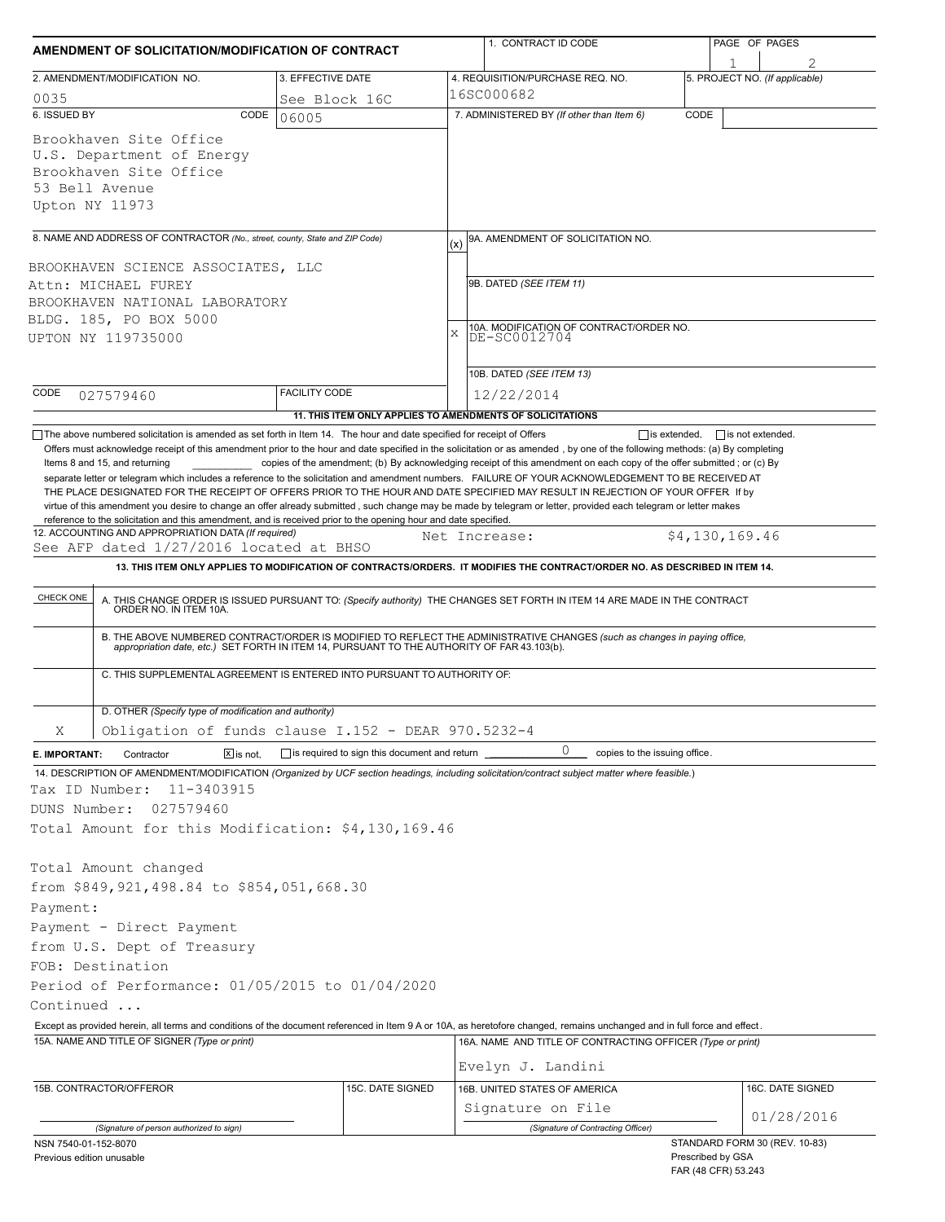# AMENDMENT OF SOLICITATION/MODIFICATION OF CONTRACT

| 1. CONTRACT ID CODE | PAGE OF PAGES |
|---|---|
| | 1 of 2 |

| 2. AMENDMENT/MODIFICATION NO. | 3. EFFECTIVE DATE | 4. REQUISITION/PURCHASE REQ. NO. | 5. PROJECT NO. (If applicable) |
|---|---|---|---|
| 0035 | See Block 16C | 16SC000682 | |

**6. ISSUED BY** CODE 06005

Brookhaven Site Office
U.S. Department of Energy
Brookhaven Site Office
53 Bell Avenue
Upton NY 11973

**7. ADMINISTERED BY** (If other than Item 6) CODE

**8. NAME AND ADDRESS OF CONTRACTOR** (No., street, county, State and ZIP Code)

BROOKHAVEN SCIENCE ASSOCIATES, LLC
Attn: MICHAEL FUREY
BROOKHAVEN NATIONAL LABORATORY
BLDG. 185, PO BOX 5000
UPTON NY 119735000

CODE 027579460 FACILITY CODE

(x) 9A. AMENDMENT OF SOLICITATION NO.

9B. DATED (SEE ITEM 11)

X 10A. MODIFICATION OF CONTRACT/ORDER NO.
DE-SC0012704

10B. DATED (SEE ITEM 13)
12/22/2014

**11. THIS ITEM ONLY APPLIES TO AMENDMENTS OF SOLICITATIONS**

☐ The above numbered solicitation is amended as set forth in Item 14. The hour and date specified for receipt of Offers ☐ is extended, ☐ is not extended.

Offers must acknowledge receipt of this amendment prior to the hour and date specified in the solicitation or as amended, by one of the following methods: (a) By completing Items 8 and 15, and returning ________ copies of the amendment; (b) By acknowledging receipt of this amendment on each copy of the offer submitted ; or (c) By separate letter or telegram which includes a reference to the solicitation and amendment numbers. FAILURE OF YOUR ACKNOWLEDGEMENT TO BE RECEIVED AT THE PLACE DESIGNATED FOR THE RECEIPT OF OFFERS PRIOR TO THE HOUR AND DATE SPECIFIED MAY RESULT IN REJECTION OF YOUR OFFER If by virtue of this amendment you desire to change an offer already submitted , such change may be made by telegram or letter, provided each telegram or letter makes reference to the solicitation and this amendment, and is received prior to the opening hour and date specified.

**12. ACCOUNTING AND APPROPRIATION DATA** (If required)
See AFP dated 1/27/2016 located at BHSO    Net Increase: $4,130,169.46

**13. THIS ITEM ONLY APPLIES TO MODIFICATION OF CONTRACTS/ORDERS. IT MODIFIES THE CONTRACT/ORDER NO. AS DESCRIBED IN ITEM 14.**

| CHECK ONE | |
|---|---|
| | A. THIS CHANGE ORDER IS ISSUED PURSUANT TO: (Specify authority) THE CHANGES SET FORTH IN ITEM 14 ARE MADE IN THE CONTRACT ORDER NO. IN ITEM 10A. |
| | B. THE ABOVE NUMBERED CONTRACT/ORDER IS MODIFIED TO REFLECT THE ADMINISTRATIVE CHANGES (such as changes in paying office, appropriation date, etc.) SET FORTH IN ITEM 14, PURSUANT TO THE AUTHORITY OF FAR 43.103(b). |
| | C. THIS SUPPLEMENTAL AGREEMENT IS ENTERED INTO PURSUANT TO AUTHORITY OF: |
| X | D. OTHER (Specify type of modification and authority) Obligation of funds clause I.152 - DEAR 970.5232-4 |

**E. IMPORTANT:** Contractor ☒ is not, ☐ is required to sign this document and return 0 copies to the issuing office.

**14. DESCRIPTION OF AMENDMENT/MODIFICATION** (Organized by UCF section headings, including solicitation/contract subject matter where feasible.)

Tax ID Number: 11-3403915
DUNS Number: 027579460
Total Amount for this Modification: $4,130,169.46

Total Amount changed
from $849,921,498.84 to $854,051,668.30
Payment:
Payment - Direct Payment
from U.S. Dept of Treasury
FOB: Destination
Period of Performance: 01/05/2015 to 01/04/2020
Continued ...

Except as provided herein, all terms and conditions of the document referenced in Item 9 A or 10A, as heretofore changed, remains unchanged and in full force and effect.

| 15A. NAME AND TITLE OF SIGNER (Type or print) | | 16A. NAME AND TITLE OF CONTRACTING OFFICER (Type or print) | |
|---|---|---|---|
| | | Evelyn J. Landini | |
| 15B. CONTRACTOR/OFFEROR | 15C. DATE SIGNED | 16B. UNITED STATES OF AMERICA | 16C. DATE SIGNED |
| (Signature of person authorized to sign) | | Signature on File (Signature of Contracting Officer) | 01/28/2016 |

NSN 7540-01-152-8070
Previous edition unusable

STANDARD FORM 30 (REV. 10-83)
Prescribed by GSA
FAR (48 CFR) 53.243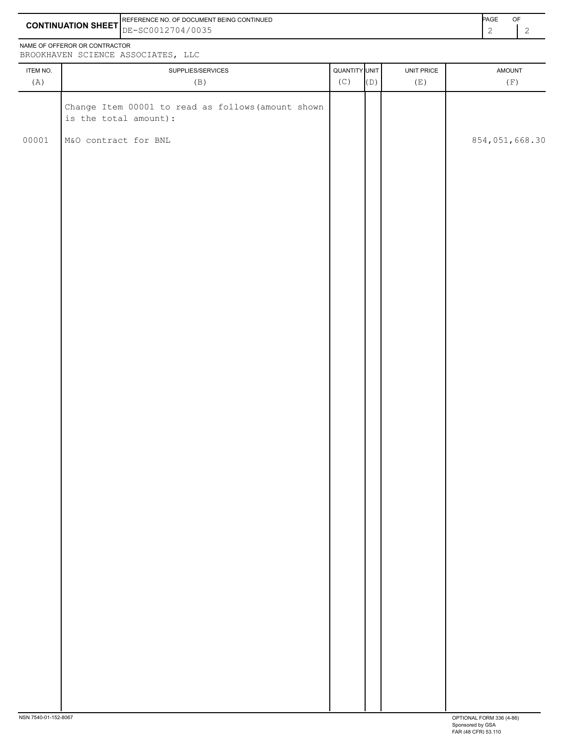**CONTINUATION SHEET**

REFERENCE NO. OF DOCUMENT BEING CONTINUED
DE-SC0012704/0035

NAME OF OFFEROR OR CONTRACTOR
BROOKHAVEN SCIENCE ASSOCIATES, LLC

| ITEM NO. (A) | SUPPLIES/SERVICES (B) | QUANTITY (C) | UNIT (D) | UNIT PRICE (E) | AMOUNT (F) |
|---|---|---|---|---|---|
| | Change Item 00001 to read as follows(amount shown is the total amount): | | | | |
| 00001 | M&O contract for BNL | | | | 854,051,668.30 |

NSN 7540-01-152-8067

OPTIONAL FORM 336 (4-86)
Sponsored by GSA
FAR (48 CFR) 53.110